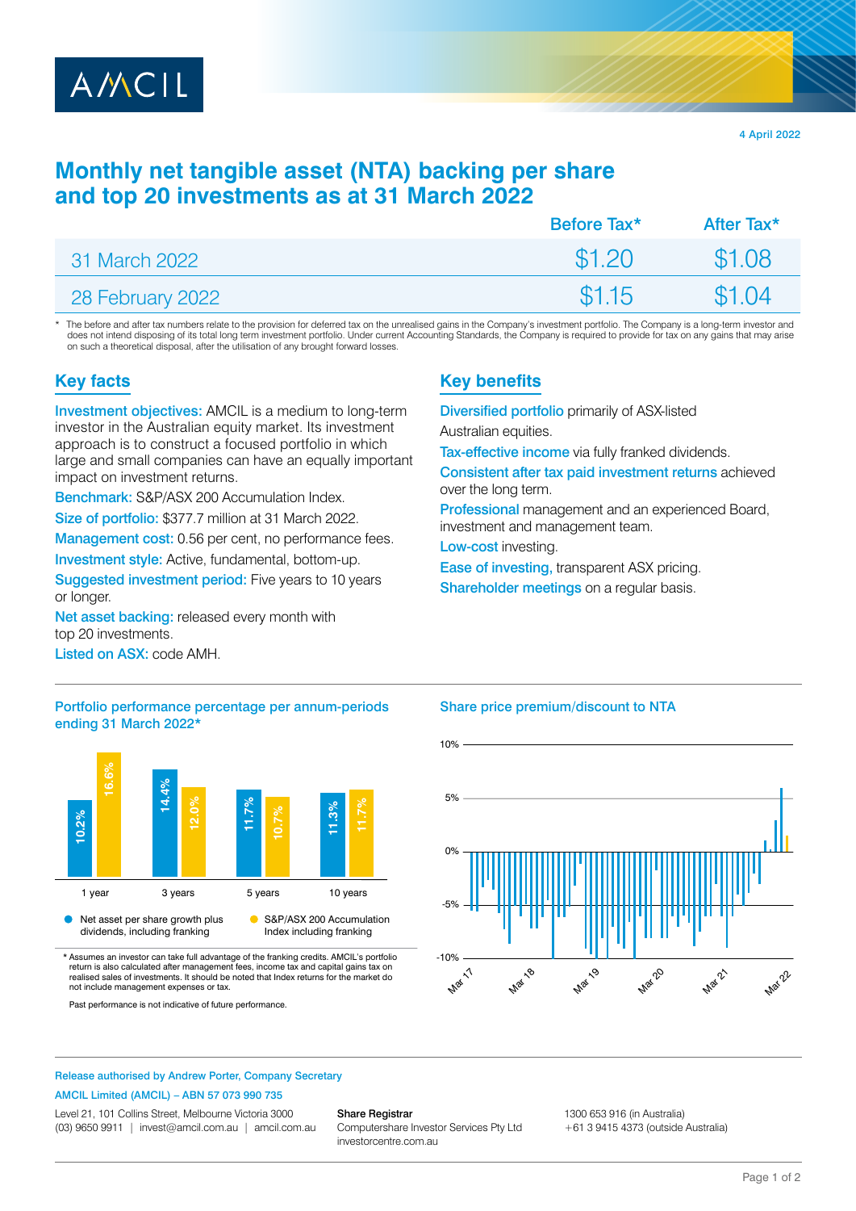AMCIL

4 April 2022

# Monthly net tangible asset (NTA) backing per share and top 20 investments as at 31 March 2022

| | Before Tax* | After Tax* |
|---|---|---|
| 31 March 2022 | $1.20 | $1.08 |
| 28 February 2022 | $1.15 | $1.04 |

\* The before and after tax numbers relate to the provision for deferred tax on the unrealised gains in the Company's investment portfolio. The Company is a long-term investor and does not intend disposing of its total long term investment portfolio. Under current Accounting Standards, the Company is required to provide for tax on any gains that may arise on such a theoretical disposal, after the utilisation of any brought forward losses.

## Key facts

**Investment objectives:** AMCIL is a medium to long-term investor in the Australian equity market. Its investment approach is to construct a focused portfolio in which large and small companies can have an equally important impact on investment returns.

**Benchmark:** S&P/ASX 200 Accumulation Index.

**Size of portfolio:** $377.7 million at 31 March 2022.

**Management cost:** 0.56 per cent, no performance fees.

**Investment style:** Active, fundamental, bottom-up.

**Suggested investment period:** Five years to 10 years or longer.

**Net asset backing:** released every month with top 20 investments.

**Listed on ASX:** code AMH.

## Key benefits

**Diversified portfolio** primarily of ASX-listed Australian equities.

**Tax-effective income** via fully franked dividends.

**Consistent after tax paid investment returns** achieved over the long term.

**Professional** management and an experienced Board, investment and management team.

**Low-cost** investing.

**Ease of investing,** transparent ASX pricing.

**Shareholder meetings** on a regular basis.

### Portfolio performance percentage per annum-periods ending 31 March 2022*

| | 1 year | 3 years | 5 years | 10 years |
|---|---|---|---|---|
| Net asset per share growth plus dividends, including franking | 10.2% | 14.4% | 11.7% | 11.3% |
| S&P/ASX 200 Accumulation Index including franking | 16.6% | 12.0% | 10.7% | 11.7% |

\* Assumes an investor can take full advantage of the franking credits. AMCIL's portfolio return is also calculated after management fees, income tax and capital gains tax on realised sales of investments. It should be noted that Index returns for the market do not include management expenses or tax.

Past performance is not indicative of future performance.

### Share price premium/discount to NTA

Release authorised by Andrew Porter, Company Secretary

AMCIL Limited (AMCIL) – ABN 57 073 990 735

Level 21, 101 Collins Street, Melbourne Victoria 3000
(03) 9650 9911 | invest@amcil.com.au | amcil.com.au

**Share Registrar**
Computershare Investor Services Pty Ltd
investorcentre.com.au

1300 653 916 (in Australia)
+61 3 9415 4373 (outside Australia)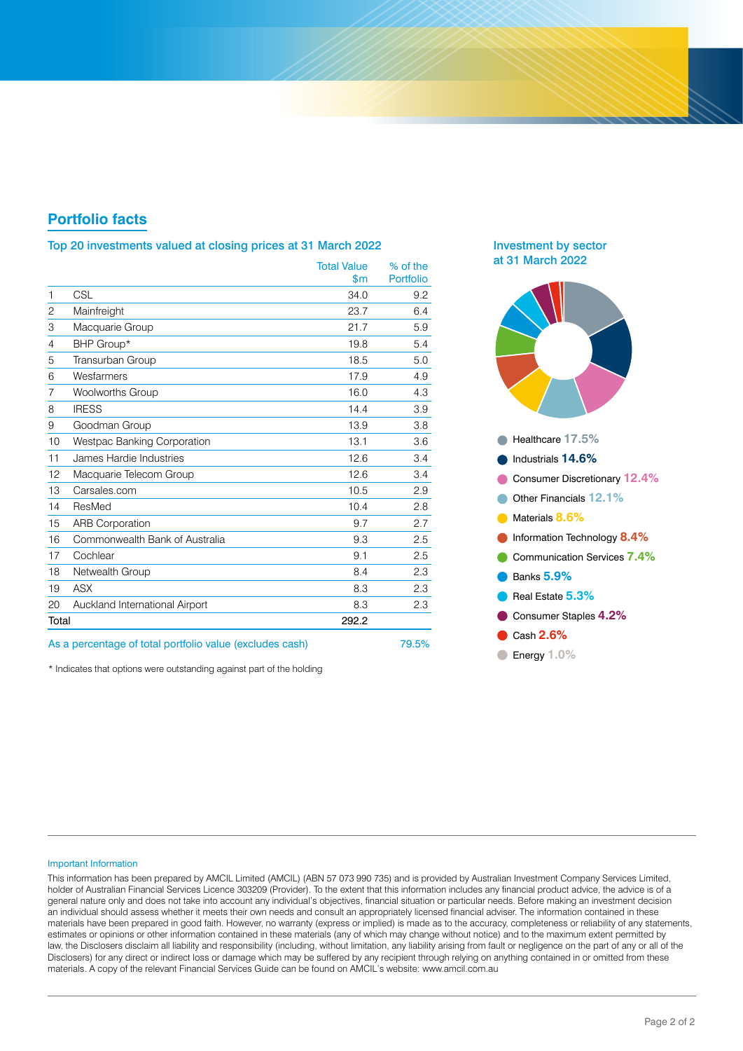## Portfolio facts

### Top 20 investments valued at closing prices at 31 March 2022

| | | Total Value $m | % of the Portfolio |
|---|---|---|---|
| 1 | CSL | 34.0 | 9.2 |
| 2 | Mainfreight | 23.7 | 6.4 |
| 3 | Macquarie Group | 21.7 | 5.9 |
| 4 | BHP Group* | 19.8 | 5.4 |
| 5 | Transurban Group | 18.5 | 5.0 |
| 6 | Wesfarmers | 17.9 | 4.9 |
| 7 | Woolworths Group | 16.0 | 4.3 |
| 8 | IRESS | 14.4 | 3.9 |
| 9 | Goodman Group | 13.9 | 3.8 |
| 10 | Westpac Banking Corporation | 13.1 | 3.6 |
| 11 | James Hardie Industries | 12.6 | 3.4 |
| 12 | Macquarie Telecom Group | 12.6 | 3.4 |
| 13 | Carsales.com | 10.5 | 2.9 |
| 14 | ResMed | 10.4 | 2.8 |
| 15 | ARB Corporation | 9.7 | 2.7 |
| 16 | Commonwealth Bank of Australia | 9.3 | 2.5 |
| 17 | Cochlear | 9.1 | 2.5 |
| 18 | Netwealth Group | 8.4 | 2.3 |
| 19 | ASX | 8.3 | 2.3 |
| 20 | Auckland International Airport | 8.3 | 2.3 |
| Total | | 292.2 | |
| As a percentage of total portfolio value (excludes cash) | | | 79.5% |

\* Indicates that options were outstanding against part of the holding

### Investment by sector at 31 March 2022

Healthcare 17.5%
Industrials 14.6%
Consumer Discretionary 12.4%
Other Financials 12.1%
Materials 8.6%
Information Technology 8.4%
Communication Services 7.4%
Banks 5.9%
Real Estate 5.3%
Consumer Staples 4.2%
Cash 2.6%
Energy 1.0%

#### Important Information

This information has been prepared by AMCIL Limited (AMCIL) (ABN 57 073 990 735) and is provided by Australian Investment Company Services Limited, holder of Australian Financial Services Licence 303209 (Provider). To the extent that this information includes any financial product advice, the advice is of a general nature only and does not take into account any individual's objectives, financial situation or particular needs. Before making an investment decision an individual should assess whether it meets their own needs and consult an appropriately licensed financial adviser. The information contained in these materials have been prepared in good faith. However, no warranty (express or implied) is made as to the accuracy, completeness or reliability of any statements, estimates or opinions or other information contained in these materials (any of which may change without notice) and to the maximum extent permitted by law, the Disclosers disclaim all liability and responsibility (including, without limitation, any liability arising from fault or negligence on the part of any or all of the Disclosers) for any direct or indirect loss or damage which may be suffered by any recipient through relying on anything contained in or omitted from these materials. A copy of the relevant Financial Services Guide can be found on AMCIL's website: www.amcil.com.au